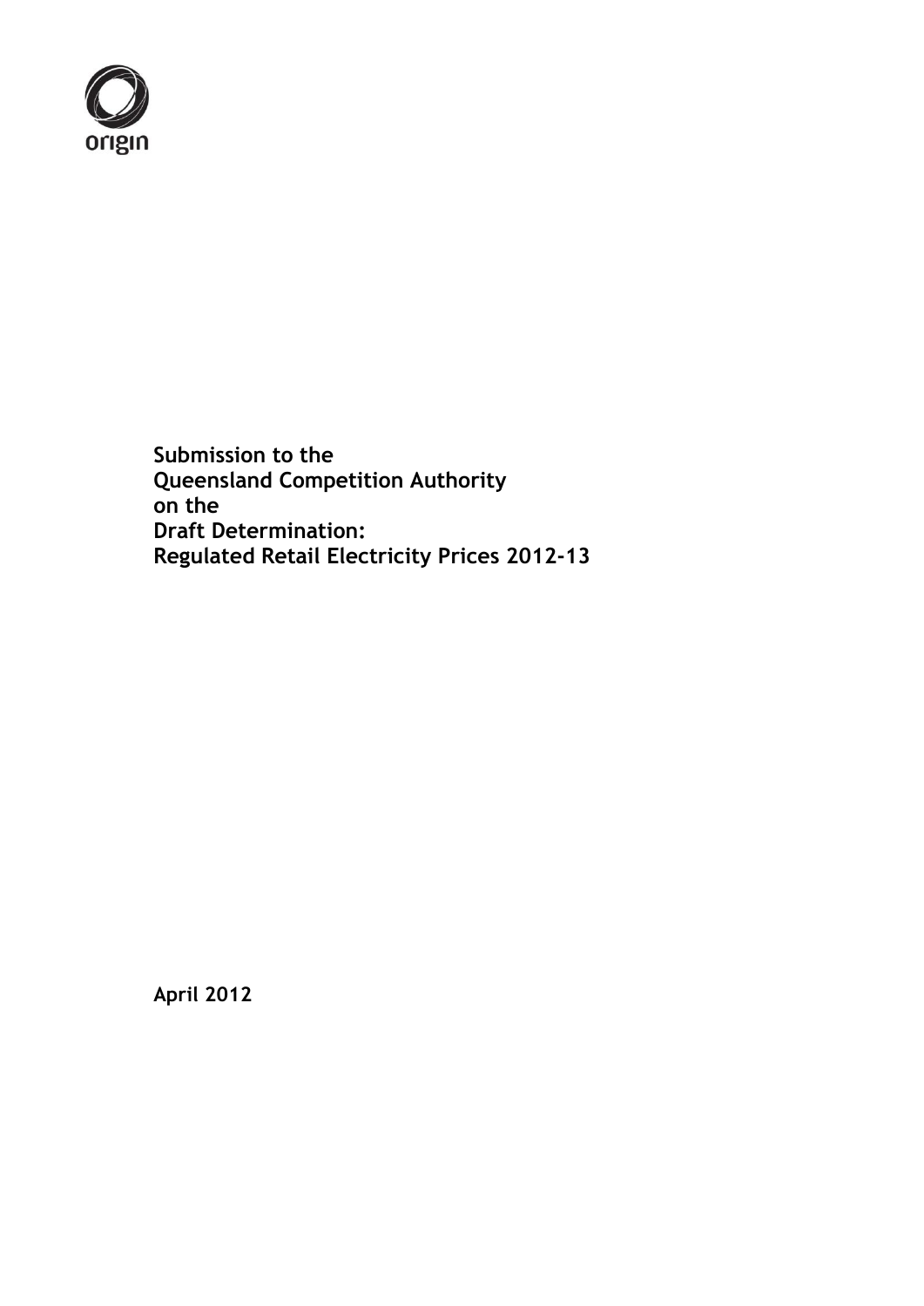origin

**Submission to the**
**Queensland Competition Authority**
**on the**
**Draft Determination:**
**Regulated Retail Electricity Prices 2012-13**

**April 2012**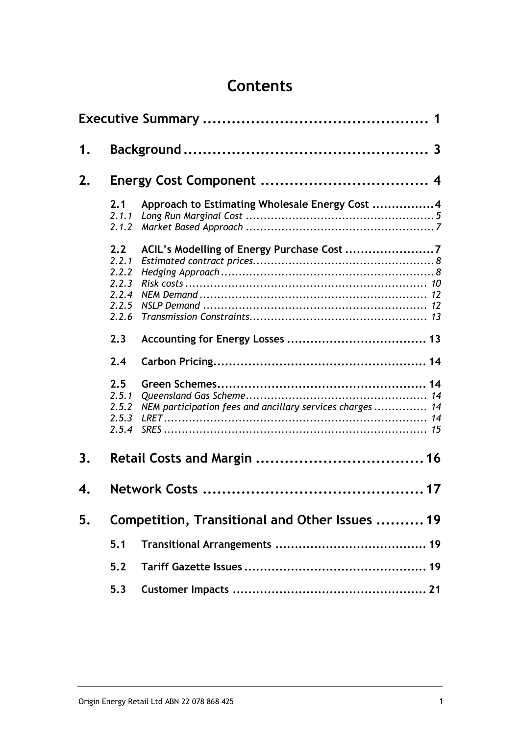# Contents

**Executive Summary ............................................... 1**

**1. Background ................................................... 3**

**2. Energy Cost Component ................................... 4**

- **2.1 Approach to Estimating Wholesale Energy Cost ................ 4**
  - *2.1.1 Long Run Marginal Cost ..................................................... 5*
  - *2.1.2 Market Based Approach ..................................................... 7*
- **2.2 ACIL's Modelling of Energy Purchase Cost ....................... 7**
  - *2.2.1 Estimated contract prices.................................................. 8*
  - *2.2.2 Hedging Approach ........................................................... 8*
  - *2.2.3 Risk costs .................................................................... 10*
  - *2.2.4 NEM Demand ................................................................ 12*
  - *2.2.5 NSLP Demand ............................................................... 12*
  - *2.2.6 Transmission Constraints.................................................. 13*
- **2.3 Accounting for Energy Losses .................................... 13**
- **2.4 Carbon Pricing...................................................... 14**
- **2.5 Green Schemes...................................................... 14**
  - *2.5.1 Queensland Gas Scheme................................................... 14*
  - *2.5.2 NEM participation fees and ancillary services charges ............... 14*
  - *2.5.3 LRET .......................................................................... 14*
  - *2.5.4 SRES .......................................................................... 15*

**3. Retail Costs and Margin .................................... 16**

**4. Network Costs ............................................... 17**

**5. Competition, Transitional and Other Issues .......... 19**

- **5.1 Transitional Arrangements ....................................... 19**
- **5.2 Tariff Gazette Issues ............................................... 19**
- **5.3 Customer Impacts .................................................. 21**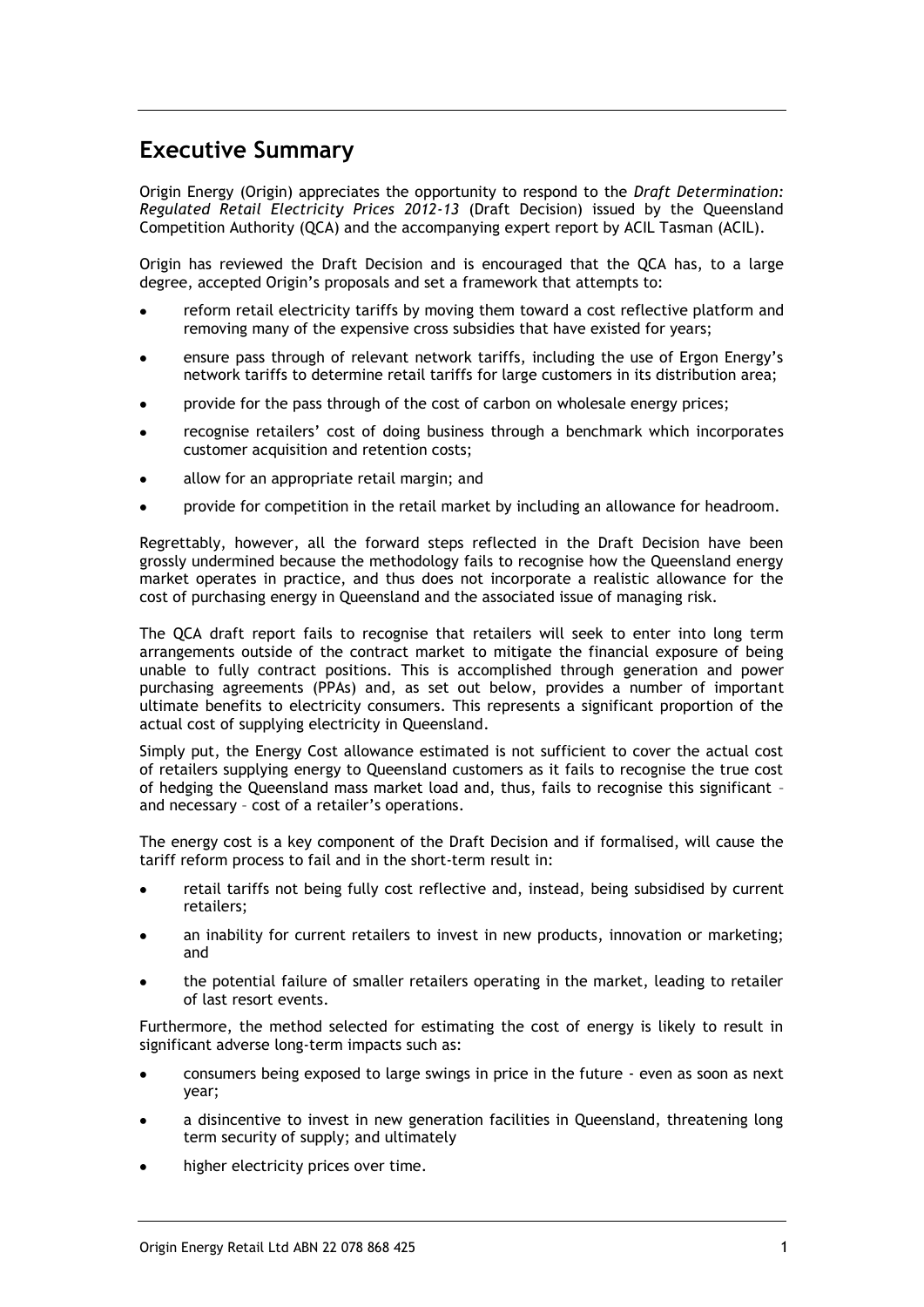## Executive Summary

Origin Energy (Origin) appreciates the opportunity to respond to the *Draft Determination: Regulated Retail Electricity Prices 2012-13* (Draft Decision) issued by the Queensland Competition Authority (QCA) and the accompanying expert report by ACIL Tasman (ACIL).

Origin has reviewed the Draft Decision and is encouraged that the QCA has, to a large degree, accepted Origin's proposals and set a framework that attempts to:

- reform retail electricity tariffs by moving them toward a cost reflective platform and removing many of the expensive cross subsidies that have existed for years;
- ensure pass through of relevant network tariffs, including the use of Ergon Energy's network tariffs to determine retail tariffs for large customers in its distribution area;
- provide for the pass through of the cost of carbon on wholesale energy prices;
- recognise retailers' cost of doing business through a benchmark which incorporates customer acquisition and retention costs;
- allow for an appropriate retail margin; and
- provide for competition in the retail market by including an allowance for headroom.

Regrettably, however, all the forward steps reflected in the Draft Decision have been grossly undermined because the methodology fails to recognise how the Queensland energy market operates in practice, and thus does not incorporate a realistic allowance for the cost of purchasing energy in Queensland and the associated issue of managing risk.

The QCA draft report fails to recognise that retailers will seek to enter into long term arrangements outside of the contract market to mitigate the financial exposure of being unable to fully contract positions. This is accomplished through generation and power purchasing agreements (PPAs) and, as set out below, provides a number of important ultimate benefits to electricity consumers. This represents a significant proportion of the actual cost of supplying electricity in Queensland.

Simply put, the Energy Cost allowance estimated is not sufficient to cover the actual cost of retailers supplying energy to Queensland customers as it fails to recognise the true cost of hedging the Queensland mass market load and, thus, fails to recognise this significant – and necessary – cost of a retailer's operations.

The energy cost is a key component of the Draft Decision and if formalised, will cause the tariff reform process to fail and in the short-term result in:

- retail tariffs not being fully cost reflective and, instead, being subsidised by current retailers;
- an inability for current retailers to invest in new products, innovation or marketing; and
- the potential failure of smaller retailers operating in the market, leading to retailer of last resort events.

Furthermore, the method selected for estimating the cost of energy is likely to result in significant adverse long-term impacts such as:

- consumers being exposed to large swings in price in the future - even as soon as next year;
- a disincentive to invest in new generation facilities in Queensland, threatening long term security of supply; and ultimately
- higher electricity prices over time.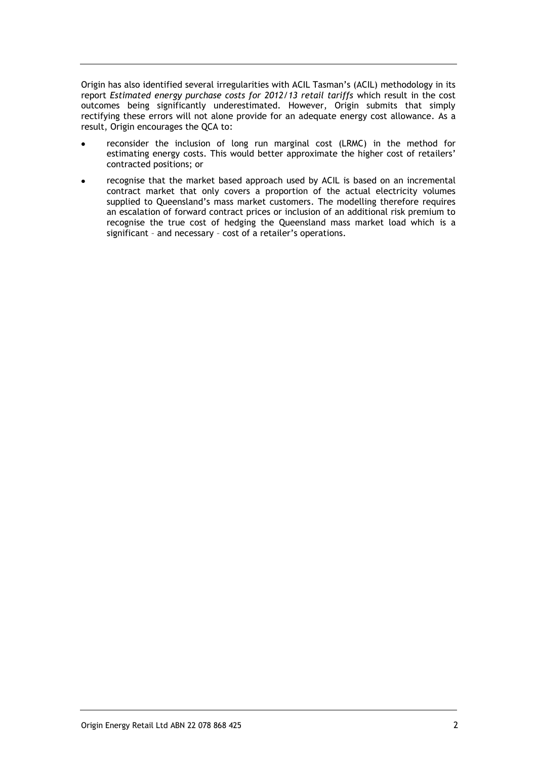Origin has also identified several irregularities with ACIL Tasman's (ACIL) methodology in its report *Estimated energy purchase costs for 2012/13 retail tariffs* which result in the cost outcomes being significantly underestimated. However, Origin submits that simply rectifying these errors will not alone provide for an adequate energy cost allowance. As a result, Origin encourages the QCA to:

- reconsider the inclusion of long run marginal cost (LRMC) in the method for estimating energy costs. This would better approximate the higher cost of retailers' contracted positions; or
- recognise that the market based approach used by ACIL is based on an incremental contract market that only covers a proportion of the actual electricity volumes supplied to Queensland's mass market customers. The modelling therefore requires an escalation of forward contract prices or inclusion of an additional risk premium to recognise the true cost of hedging the Queensland mass market load which is a significant – and necessary – cost of a retailer's operations.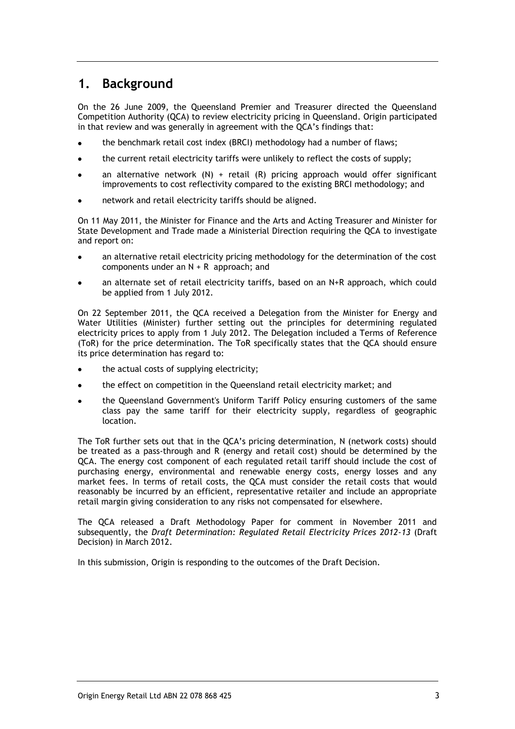## 1. Background

On the 26 June 2009, the Queensland Premier and Treasurer directed the Queensland Competition Authority (QCA) to review electricity pricing in Queensland. Origin participated in that review and was generally in agreement with the QCA's findings that:

- the benchmark retail cost index (BRCI) methodology had a number of flaws;
- the current retail electricity tariffs were unlikely to reflect the costs of supply;
- an alternative network (N) + retail (R) pricing approach would offer significant improvements to cost reflectivity compared to the existing BRCI methodology; and
- network and retail electricity tariffs should be aligned.

On 11 May 2011, the Minister for Finance and the Arts and Acting Treasurer and Minister for State Development and Trade made a Ministerial Direction requiring the QCA to investigate and report on:

- an alternative retail electricity pricing methodology for the determination of the cost components under an N + R approach; and
- an alternate set of retail electricity tariffs, based on an N+R approach, which could be applied from 1 July 2012.

On 22 September 2011, the QCA received a Delegation from the Minister for Energy and Water Utilities (Minister) further setting out the principles for determining regulated electricity prices to apply from 1 July 2012. The Delegation included a Terms of Reference (ToR) for the price determination. The ToR specifically states that the QCA should ensure its price determination has regard to:

- the actual costs of supplying electricity;
- the effect on competition in the Queensland retail electricity market; and
- the Queensland Government's Uniform Tariff Policy ensuring customers of the same class pay the same tariff for their electricity supply, regardless of geographic location.

The ToR further sets out that in the QCA's pricing determination, N (network costs) should be treated as a pass-through and R (energy and retail cost) should be determined by the QCA. The energy cost component of each regulated retail tariff should include the cost of purchasing energy, environmental and renewable energy costs, energy losses and any market fees. In terms of retail costs, the QCA must consider the retail costs that would reasonably be incurred by an efficient, representative retailer and include an appropriate retail margin giving consideration to any risks not compensated for elsewhere.

The QCA released a Draft Methodology Paper for comment in November 2011 and subsequently, the *Draft Determination: Regulated Retail Electricity Prices 2012-13* (Draft Decision) in March 2012.

In this submission, Origin is responding to the outcomes of the Draft Decision.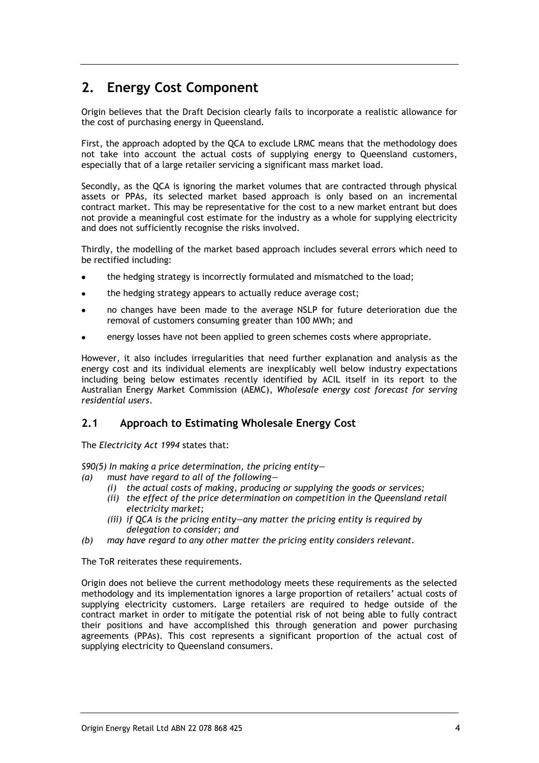## 2. Energy Cost Component

Origin believes that the Draft Decision clearly fails to incorporate a realistic allowance for the cost of purchasing energy in Queensland.

First, the approach adopted by the QCA to exclude LRMC means that the methodology does not take into account the actual costs of supplying energy to Queensland customers, especially that of a large retailer servicing a significant mass market load.

Secondly, as the QCA is ignoring the market volumes that are contracted through physical assets or PPAs, its selected market based approach is only based on an incremental contract market. This may be representative for the cost to a new market entrant but does not provide a meaningful cost estimate for the industry as a whole for supplying electricity and does not sufficiently recognise the risks involved.

Thirdly, the modelling of the market based approach includes several errors which need to be rectified including:

- the hedging strategy is incorrectly formulated and mismatched to the load;
- the hedging strategy appears to actually reduce average cost;
- no changes have been made to the average NSLP for future deterioration due the removal of customers consuming greater than 100 MWh; and
- energy losses have not been applied to green schemes costs where appropriate.

However, it also includes irregularities that need further explanation and analysis as the energy cost and its individual elements are inexplicably well below industry expectations including being below estimates recently identified by ACIL itself in its report to the Australian Energy Market Commission (AEMC), *Wholesale energy cost forecast for serving residential users*.

### 2.1 Approach to Estimating Wholesale Energy Cost

The *Electricity Act 1994* states that:

*S90(5) In making a price determination, the pricing entity—*

*(a) must have regard to all of the following—*

*(i) the actual costs of making, producing or supplying the goods or services;*

*(ii) the effect of the price determination on competition in the Queensland retail electricity market;*

*(iii) if QCA is the pricing entity—any matter the pricing entity is required by delegation to consider; and*

*(b) may have regard to any other matter the pricing entity considers relevant.*

The ToR reiterates these requirements.

Origin does not believe the current methodology meets these requirements as the selected methodology and its implementation ignores a large proportion of retailers' actual costs of supplying electricity customers. Large retailers are required to hedge outside of the contract market in order to mitigate the potential risk of not being able to fully contract their positions and have accomplished this through generation and power purchasing agreements (PPAs). This cost represents a significant proportion of the actual cost of supplying electricity to Queensland consumers.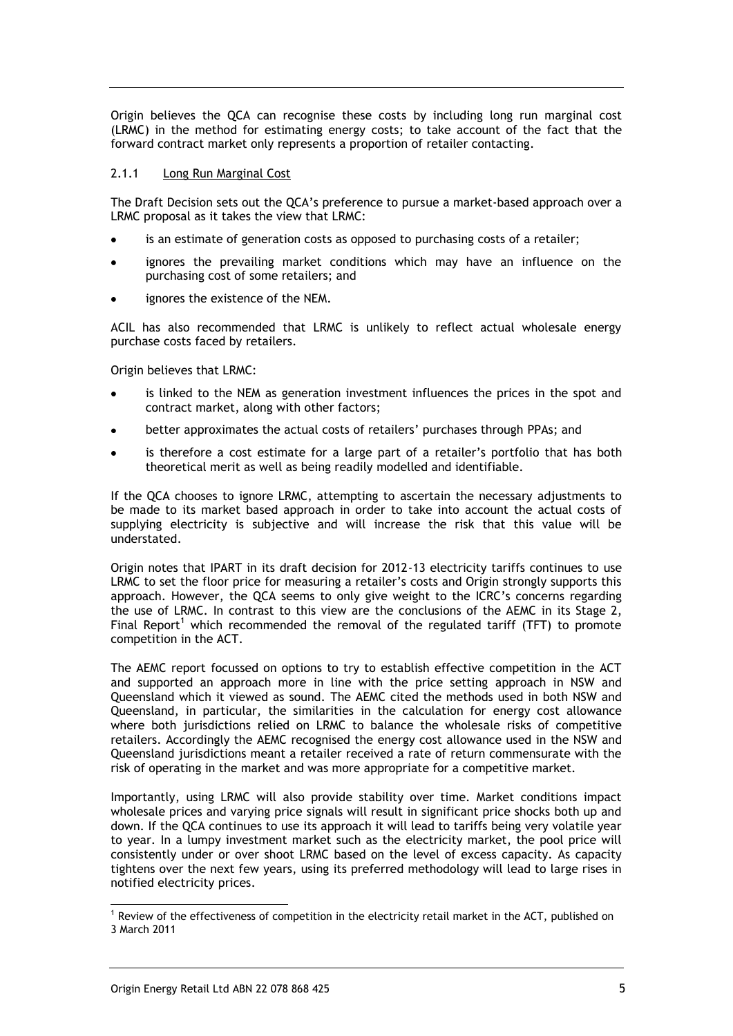Origin believes the QCA can recognise these costs by including long run marginal cost (LRMC) in the method for estimating energy costs; to take account of the fact that the forward contract market only represents a proportion of retailer contacting.

### 2.1.1 Long Run Marginal Cost

The Draft Decision sets out the QCA's preference to pursue a market-based approach over a LRMC proposal as it takes the view that LRMC:

- is an estimate of generation costs as opposed to purchasing costs of a retailer;
- ignores the prevailing market conditions which may have an influence on the purchasing cost of some retailers; and
- ignores the existence of the NEM.

ACIL has also recommended that LRMC is unlikely to reflect actual wholesale energy purchase costs faced by retailers.

Origin believes that LRMC:

- is linked to the NEM as generation investment influences the prices in the spot and contract market, along with other factors;
- better approximates the actual costs of retailers' purchases through PPAs; and
- is therefore a cost estimate for a large part of a retailer's portfolio that has both theoretical merit as well as being readily modelled and identifiable.

If the QCA chooses to ignore LRMC, attempting to ascertain the necessary adjustments to be made to its market based approach in order to take into account the actual costs of supplying electricity is subjective and will increase the risk that this value will be understated.

Origin notes that IPART in its draft decision for 2012-13 electricity tariffs continues to use LRMC to set the floor price for measuring a retailer's costs and Origin strongly supports this approach. However, the QCA seems to only give weight to the ICRC's concerns regarding the use of LRMC. In contrast to this view are the conclusions of the AEMC in its Stage 2, Final Report[1] which recommended the removal of the regulated tariff (TFT) to promote competition in the ACT.

The AEMC report focussed on options to try to establish effective competition in the ACT and supported an approach more in line with the price setting approach in NSW and Queensland which it viewed as sound. The AEMC cited the methods used in both NSW and Queensland, in particular, the similarities in the calculation for energy cost allowance where both jurisdictions relied on LRMC to balance the wholesale risks of competitive retailers. Accordingly the AEMC recognised the energy cost allowance used in the NSW and Queensland jurisdictions meant a retailer received a rate of return commensurate with the risk of operating in the market and was more appropriate for a competitive market.

Importantly, using LRMC will also provide stability over time. Market conditions impact wholesale prices and varying price signals will result in significant price shocks both up and down. If the QCA continues to use its approach it will lead to tariffs being very volatile year to year. In a lumpy investment market such as the electricity market, the pool price will consistently under or over shoot LRMC based on the level of excess capacity. As capacity tightens over the next few years, using its preferred methodology will lead to large rises in notified electricity prices.

---

[1] Review of the effectiveness of competition in the electricity retail market in the ACT, published on 3 March 2011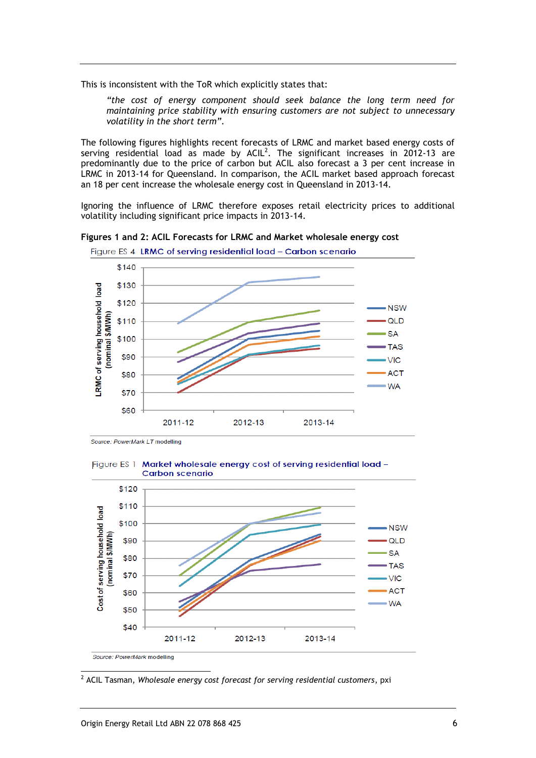This is inconsistent with the ToR which explicitly states that:

> *"the cost of energy component should seek balance the long term need for maintaining price stability with ensuring customers are not subject to unnecessary volatility in the short term"*.

The following figures highlights recent forecasts of LRMC and market based energy costs of serving residential load as made by ACIL[2]. The significant increases in 2012-13 are predominantly due to the price of carbon but ACIL also forecast a 3 per cent increase in LRMC in 2013-14 for Queensland. In comparison, the ACIL market based approach forecast an 18 per cent increase the wholesale energy cost in Queensland in 2013-14.

Ignoring the influence of LRMC therefore exposes retail electricity prices to additional volatility including significant price impacts in 2013-14.

**Figures 1 and 2: ACIL Forecasts for LRMC and Market wholesale energy cost**

Figure ES 4 LRMC of serving residential load – Carbon scenario

Source: PowerMark LT modelling

Figure ES 1 Market wholesale energy cost of serving residential load – Carbon scenario

Source: PowerMark modelling

[2] ACIL Tasman, *Wholesale energy cost forecast for serving residential customers*, pxi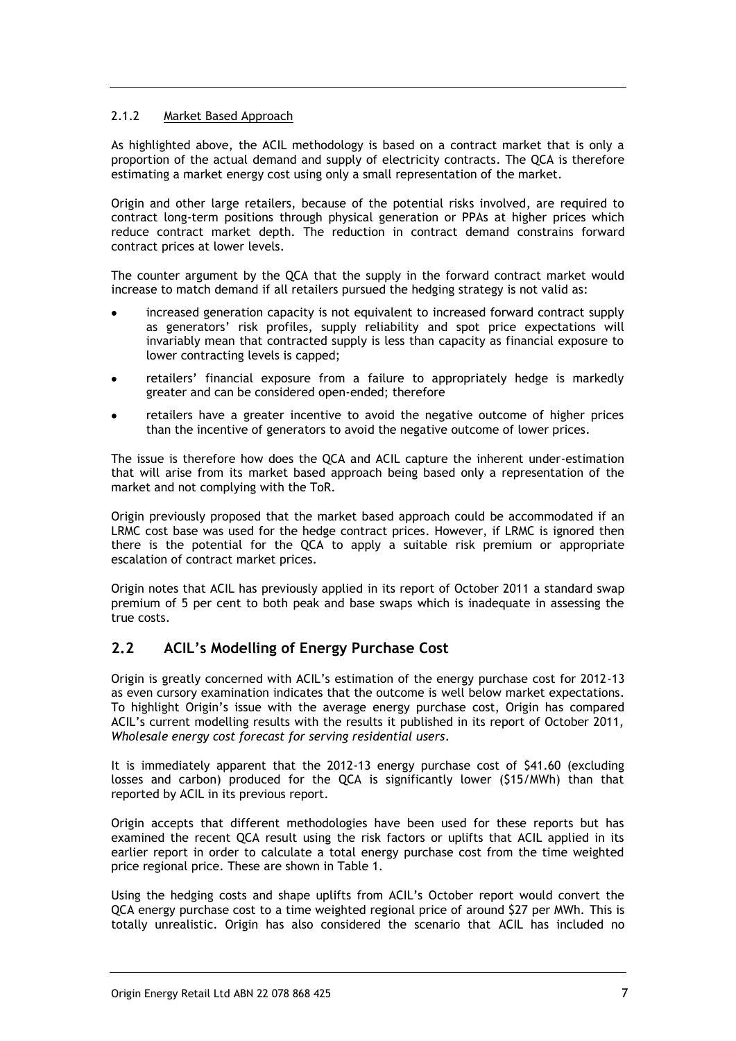#### 2.1.2 Market Based Approach

As highlighted above, the ACIL methodology is based on a contract market that is only a proportion of the actual demand and supply of electricity contracts. The QCA is therefore estimating a market energy cost using only a small representation of the market.

Origin and other large retailers, because of the potential risks involved, are required to contract long-term positions through physical generation or PPAs at higher prices which reduce contract market depth. The reduction in contract demand constrains forward contract prices at lower levels.

The counter argument by the QCA that the supply in the forward contract market would increase to match demand if all retailers pursued the hedging strategy is not valid as:

- increased generation capacity is not equivalent to increased forward contract supply as generators' risk profiles, supply reliability and spot price expectations will invariably mean that contracted supply is less than capacity as financial exposure to lower contracting levels is capped;
- retailers' financial exposure from a failure to appropriately hedge is markedly greater and can be considered open-ended; therefore
- retailers have a greater incentive to avoid the negative outcome of higher prices than the incentive of generators to avoid the negative outcome of lower prices.

The issue is therefore how does the QCA and ACIL capture the inherent under-estimation that will arise from its market based approach being based only a representation of the market and not complying with the ToR.

Origin previously proposed that the market based approach could be accommodated if an LRMC cost base was used for the hedge contract prices. However, if LRMC is ignored then there is the potential for the QCA to apply a suitable risk premium or appropriate escalation of contract market prices.

Origin notes that ACIL has previously applied in its report of October 2011 a standard swap premium of 5 per cent to both peak and base swaps which is inadequate in assessing the true costs.

## 2.2 ACIL's Modelling of Energy Purchase Cost

Origin is greatly concerned with ACIL's estimation of the energy purchase cost for 2012-13 as even cursory examination indicates that the outcome is well below market expectations. To highlight Origin's issue with the average energy purchase cost, Origin has compared ACIL's current modelling results with the results it published in its report of October 2011, *Wholesale energy cost forecast for serving residential users*.

It is immediately apparent that the 2012-13 energy purchase cost of $41.60 (excluding losses and carbon) produced for the QCA is significantly lower ($15/MWh) than that reported by ACIL in its previous report.

Origin accepts that different methodologies have been used for these reports but has examined the recent QCA result using the risk factors or uplifts that ACIL applied in its earlier report in order to calculate a total energy purchase cost from the time weighted price regional price. These are shown in Table 1.

Using the hedging costs and shape uplifts from ACIL's October report would convert the QCA energy purchase cost to a time weighted regional price of around $27 per MWh. This is totally unrealistic. Origin has also considered the scenario that ACIL has included no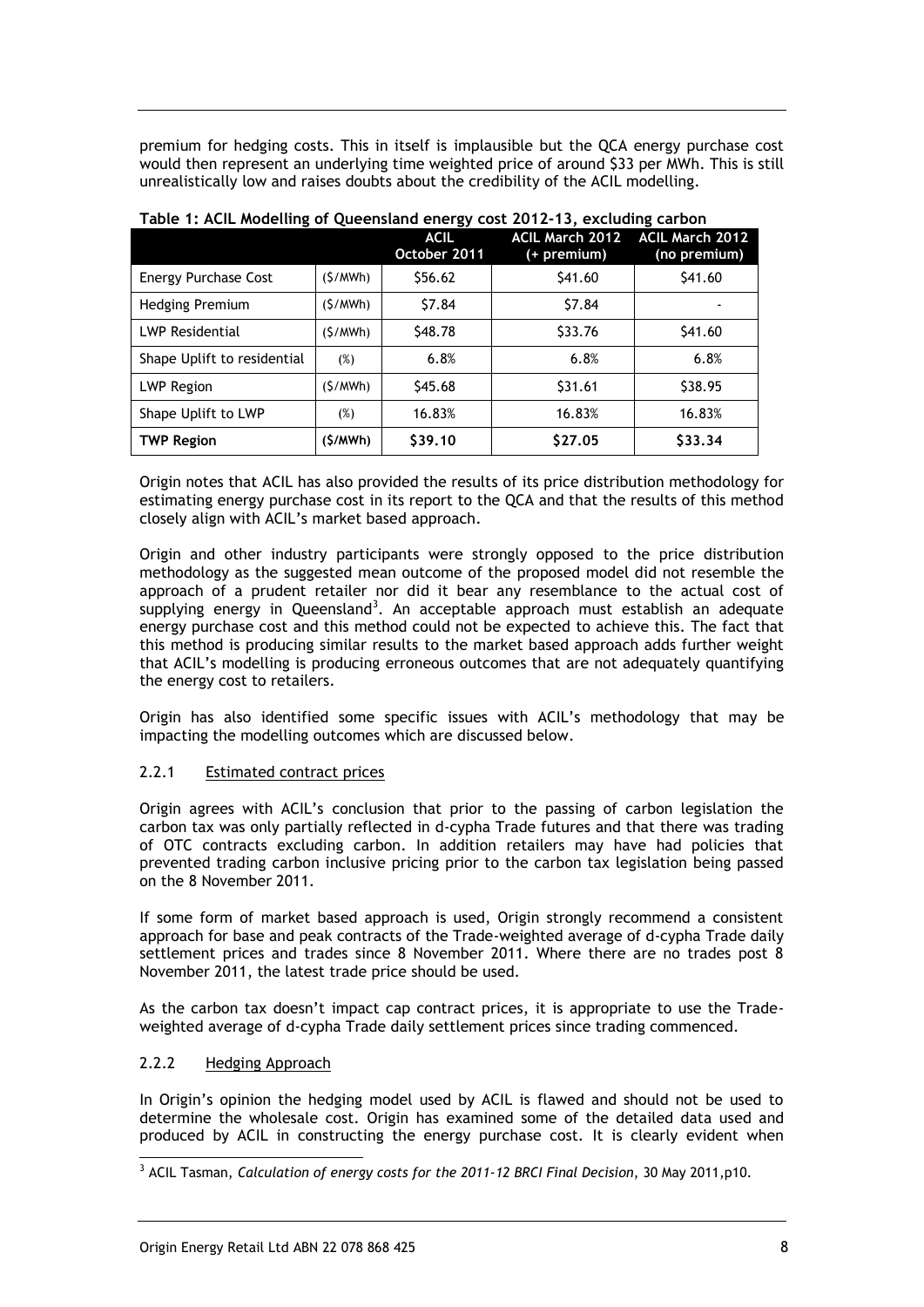premium for hedging costs. This in itself is implausible but the QCA energy purchase cost would then represent an underlying time weighted price of around $33 per MWh. This is still unrealistically low and raises doubts about the credibility of the ACIL modelling.

**Table 1: ACIL Modelling of Queensland energy cost 2012-13, excluding carbon**

| | | ACIL October 2011 | ACIL March 2012 (+ premium) | ACIL March 2012 (no premium) |
|---|---|---|---|---|
| Energy Purchase Cost | ($/MWh) | $56.62 | $41.60 | $41.60 |
| Hedging Premium | ($/MWh) | $7.84 | $7.84 | - |
| LWP Residential | ($/MWh) | $48.78 | $33.76 | $41.60 |
| Shape Uplift to residential | (%) | 6.8% | 6.8% | 6.8% |
| LWP Region | ($/MWh) | $45.68 | $31.61 | $38.95 |
| Shape Uplift to LWP | (%) | 16.83% | 16.83% | 16.83% |
| **TWP Region** | **($/MWh)** | **$39.10** | **$27.05** | **$33.34** |

Origin notes that ACIL has also provided the results of its price distribution methodology for estimating energy purchase cost in its report to the QCA and that the results of this method closely align with ACIL's market based approach.

Origin and other industry participants were strongly opposed to the price distribution methodology as the suggested mean outcome of the proposed model did not resemble the approach of a prudent retailer nor did it bear any resemblance to the actual cost of supplying energy in Queensland[3]. An acceptable approach must establish an adequate energy purchase cost and this method could not be expected to achieve this. The fact that this method is producing similar results to the market based approach adds further weight that ACIL's modelling is producing erroneous outcomes that are not adequately quantifying the energy cost to retailers.

Origin has also identified some specific issues with ACIL's methodology that may be impacting the modelling outcomes which are discussed below.

### 2.2.1 Estimated contract prices

Origin agrees with ACIL's conclusion that prior to the passing of carbon legislation the carbon tax was only partially reflected in d-cypha Trade futures and that there was trading of OTC contracts excluding carbon. In addition retailers may have had policies that prevented trading carbon inclusive pricing prior to the carbon tax legislation being passed on the 8 November 2011.

If some form of market based approach is used, Origin strongly recommend a consistent approach for base and peak contracts of the Trade-weighted average of d-cypha Trade daily settlement prices and trades since 8 November 2011. Where there are no trades post 8 November 2011, the latest trade price should be used.

As the carbon tax doesn't impact cap contract prices, it is appropriate to use the Trade-weighted average of d-cypha Trade daily settlement prices since trading commenced.

### 2.2.2 Hedging Approach

In Origin's opinion the hedging model used by ACIL is flawed and should not be used to determine the wholesale cost. Origin has examined some of the detailed data used and produced by ACIL in constructing the energy purchase cost. It is clearly evident when

[3] ACIL Tasman, *Calculation of energy costs for the 2011-12 BRCI Final Decision*, 30 May 2011,p10.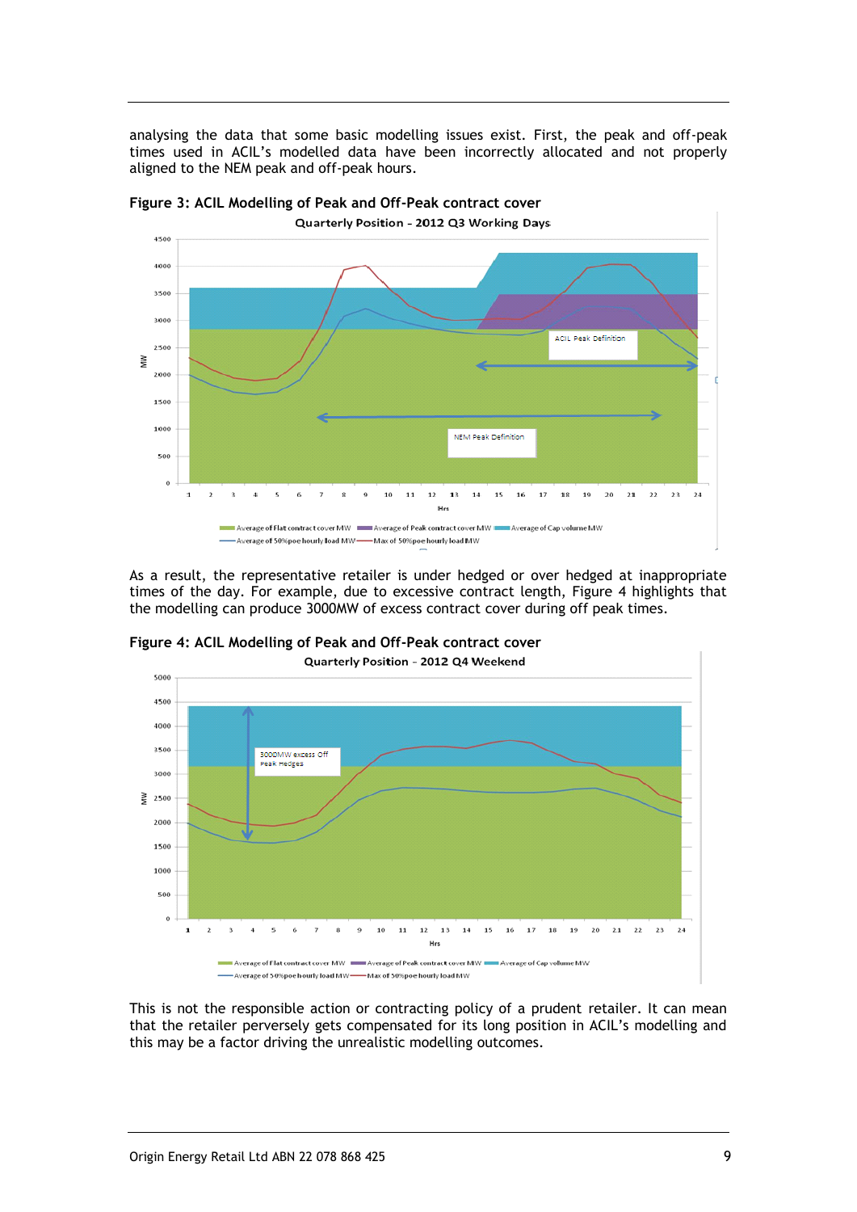analysing the data that some basic modelling issues exist. First, the peak and off-peak times used in ACIL's modelled data have been incorrectly allocated and not properly aligned to the NEM peak and off-peak hours.

**Figure 3: ACIL Modelling of Peak and Off-Peak contract cover**

As a result, the representative retailer is under hedged or over hedged at inappropriate times of the day. For example, due to excessive contract length, Figure 4 highlights that the modelling can produce 3000MW of excess contract cover during off peak times.

**Figure 4: ACIL Modelling of Peak and Off-Peak contract cover**

This is not the responsible action or contracting policy of a prudent retailer. It can mean that the retailer perversely gets compensated for its long position in ACIL's modelling and this may be a factor driving the unrealistic modelling outcomes.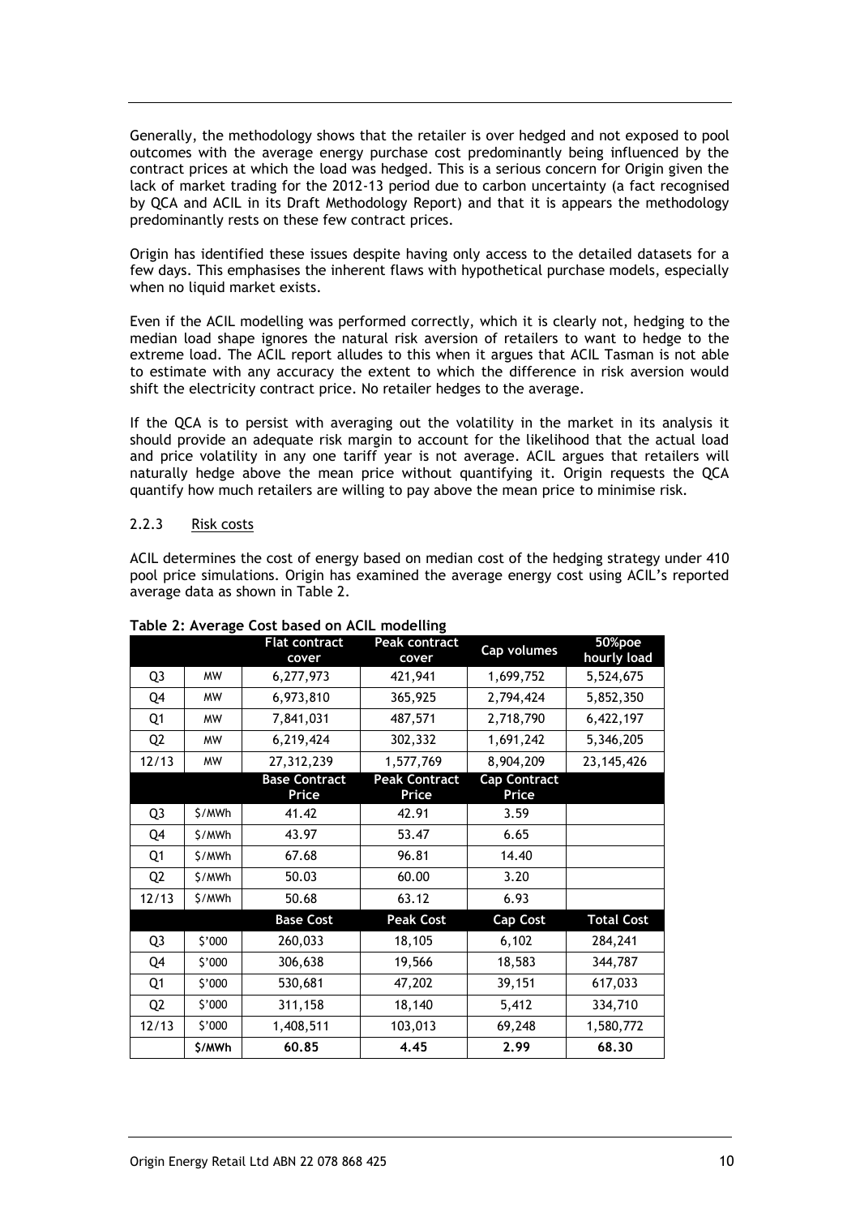Generally, the methodology shows that the retailer is over hedged and not exposed to pool outcomes with the average energy purchase cost predominantly being influenced by the contract prices at which the load was hedged. This is a serious concern for Origin given the lack of market trading for the 2012-13 period due to carbon uncertainty (a fact recognised by QCA and ACIL in its Draft Methodology Report) and that it is appears the methodology predominantly rests on these few contract prices.

Origin has identified these issues despite having only access to the detailed datasets for a few days. This emphasises the inherent flaws with hypothetical purchase models, especially when no liquid market exists.

Even if the ACIL modelling was performed correctly, which it is clearly not, hedging to the median load shape ignores the natural risk aversion of retailers to want to hedge to the extreme load. The ACIL report alludes to this when it argues that ACIL Tasman is not able to estimate with any accuracy the extent to which the difference in risk aversion would shift the electricity contract price. No retailer hedges to the average.

If the QCA is to persist with averaging out the volatility in the market in its analysis it should provide an adequate risk margin to account for the likelihood that the actual load and price volatility in any one tariff year is not average. ACIL argues that retailers will naturally hedge above the mean price without quantifying it. Origin requests the QCA quantify how much retailers are willing to pay above the mean price to minimise risk.

### 2.2.3 Risk costs

ACIL determines the cost of energy based on median cost of the hedging strategy under 410 pool price simulations. Origin has examined the average energy cost using ACIL's reported average data as shown in Table 2.

**Table 2: Average Cost based on ACIL modelling**

| | | Flat contract cover | Peak contract cover | Cap volumes | 50%poe hourly load |
|---|---|---|---|---|---|
| Q3 | MW | 6,277,973 | 421,941 | 1,699,752 | 5,524,675 |
| Q4 | MW | 6,973,810 | 365,925 | 2,794,424 | 5,852,350 |
| Q1 | MW | 7,841,031 | 487,571 | 2,718,790 | 6,422,197 |
| Q2 | MW | 6,219,424 | 302,332 | 1,691,242 | 5,346,205 |
| 12/13 | MW | 27,312,239 | 1,577,769 | 8,904,209 | 23,145,426 |
| | | **Base Contract Price** | **Peak Contract Price** | **Cap Contract Price** | |
| Q3 | $/MWh | 41.42 | 42.91 | 3.59 | |
| Q4 | $/MWh | 43.97 | 53.47 | 6.65 | |
| Q1 | $/MWh | 67.68 | 96.81 | 14.40 | |
| Q2 | $/MWh | 50.03 | 60.00 | 3.20 | |
| 12/13 | $/MWh | 50.68 | 63.12 | 6.93 | |
| | | **Base Cost** | **Peak Cost** | **Cap Cost** | **Total Cost** |
| Q3 | $'000 | 260,033 | 18,105 | 6,102 | 284,241 |
| Q4 | $'000 | 306,638 | 19,566 | 18,583 | 344,787 |
| Q1 | $'000 | 530,681 | 47,202 | 39,151 | 617,033 |
| Q2 | $'000 | 311,158 | 18,140 | 5,412 | 334,710 |
| 12/13 | $'000 | 1,408,511 | 103,013 | 69,248 | 1,580,772 |
| | **$/MWh** | **60.85** | **4.45** | **2.99** | **68.30** |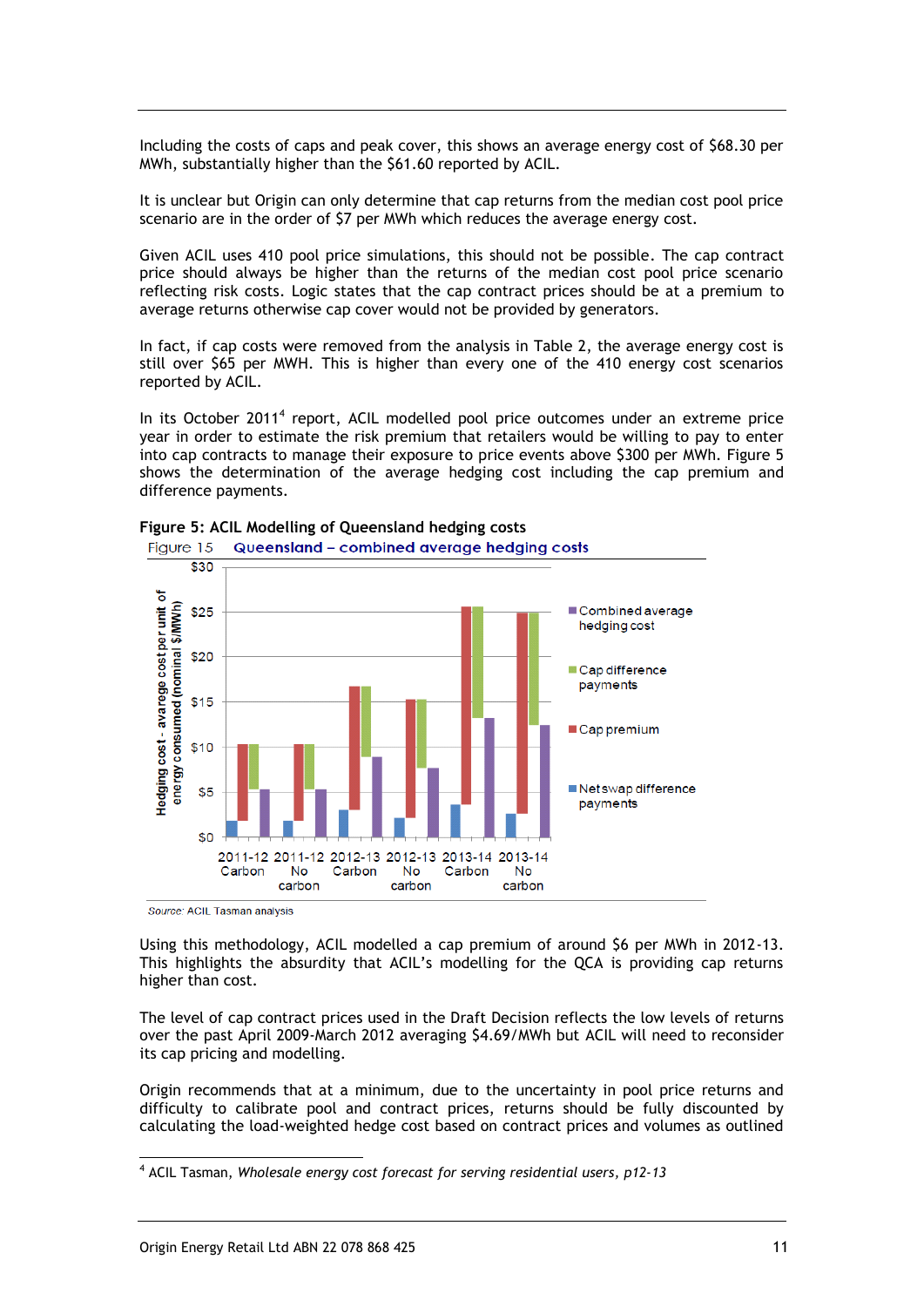Including the costs of caps and peak cover, this shows an average energy cost of $68.30 per MWh, substantially higher than the $61.60 reported by ACIL.

It is unclear but Origin can only determine that cap returns from the median cost pool price scenario are in the order of $7 per MWh which reduces the average energy cost.

Given ACIL uses 410 pool price simulations, this should not be possible. The cap contract price should always be higher than the returns of the median cost pool price scenario reflecting risk costs. Logic states that the cap contract prices should be at a premium to average returns otherwise cap cover would not be provided by generators.

In fact, if cap costs were removed from the analysis in Table 2, the average energy cost is still over $65 per MWH. This is higher than every one of the 410 energy cost scenarios reported by ACIL.

In its October 2011[4] report, ACIL modelled pool price outcomes under an extreme price year in order to estimate the risk premium that retailers would be willing to pay to enter into cap contracts to manage their exposure to price events above $300 per MWh. Figure 5 shows the determination of the average hedging cost including the cap premium and difference payments.

**Figure 5: ACIL Modelling of Queensland hedging costs**

Figure 15 Queensland – combined average hedging costs

Source: ACIL Tasman analysis

Using this methodology, ACIL modelled a cap premium of around $6 per MWh in 2012-13. This highlights the absurdity that ACIL's modelling for the QCA is providing cap returns higher than cost.

The level of cap contract prices used in the Draft Decision reflects the low levels of returns over the past April 2009-March 2012 averaging $4.69/MWh but ACIL will need to reconsider its cap pricing and modelling.

Origin recommends that at a minimum, due to the uncertainty in pool price returns and difficulty to calibrate pool and contract prices, returns should be fully discounted by calculating the load-weighted hedge cost based on contract prices and volumes as outlined

[4] ACIL Tasman, *Wholesale energy cost forecast for serving residential users*, p12-13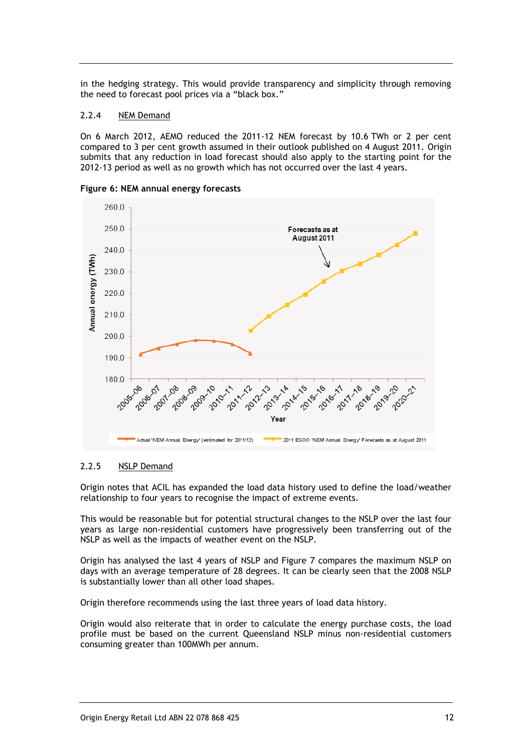in the hedging strategy. This would provide transparency and simplicity through removing the need to forecast pool prices via a "black box."

### 2.2.4 NEM Demand

On 6 March 2012, AEMO reduced the 2011-12 NEM forecast by 10.6 TWh or 2 per cent compared to 3 per cent growth assumed in their outlook published on 4 August 2011. Origin submits that any reduction in load forecast should also apply to the starting point for the 2012-13 period as well as no growth which has not occurred over the last 4 years.

**Figure 6: NEM annual energy forecasts**

### 2.2.5 NSLP Demand

Origin notes that ACIL has expanded the load data history used to define the load/weather relationship to four years to recognise the impact of extreme events.

This would be reasonable but for potential structural changes to the NSLP over the last four years as large non-residential customers have progressively been transferring out of the NSLP as well as the impacts of weather event on the NSLP.

Origin has analysed the last 4 years of NSLP and Figure 7 compares the maximum NSLP on days with an average temperature of 28 degrees. It can be clearly seen that the 2008 NSLP is substantially lower than all other load shapes.

Origin therefore recommends using the last three years of load data history.

Origin would also reiterate that in order to calculate the energy purchase costs, the load profile must be based on the current Queensland NSLP minus non-residential customers consuming greater than 100MWh per annum.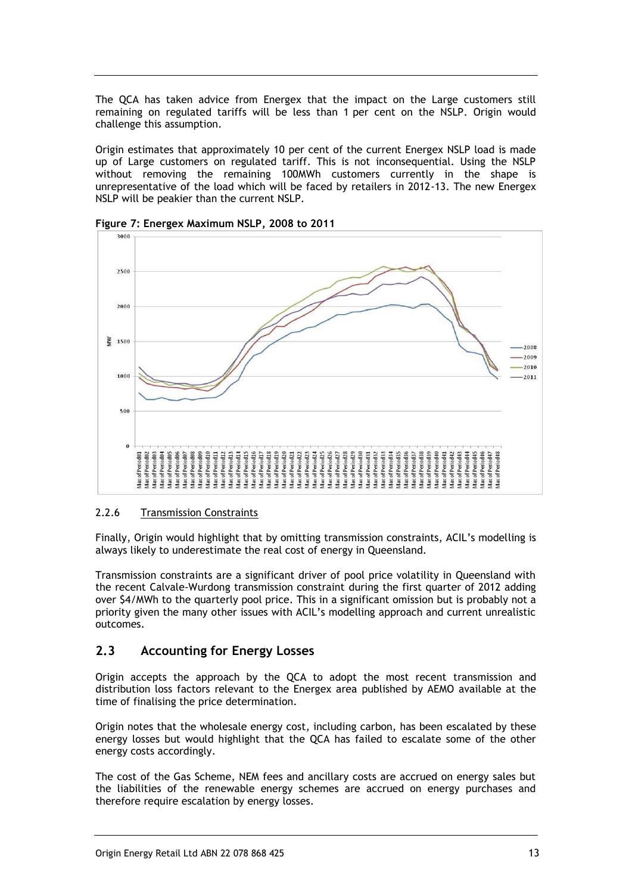The QCA has taken advice from Energex that the impact on the Large customers still remaining on regulated tariffs will be less than 1 per cent on the NSLP. Origin would challenge this assumption.

Origin estimates that approximately 10 per cent of the current Energex NSLP load is made up of Large customers on regulated tariff. This is not inconsequential. Using the NSLP without removing the remaining 100MWh customers currently in the shape is unrepresentative of the load which will be faced by retailers in 2012-13. The new Energex NSLP will be peakier than the current NSLP.

**Figure 7: Energex Maximum NSLP, 2008 to 2011**

#### 2.2.6 Transmission Constraints

Finally, Origin would highlight that by omitting transmission constraints, ACIL's modelling is always likely to underestimate the real cost of energy in Queensland.

Transmission constraints are a significant driver of pool price volatility in Queensland with the recent Calvale-Wurdong transmission constraint during the first quarter of 2012 adding over $4/MWh to the quarterly pool price. This in a significant omission but is probably not a priority given the many other issues with ACIL's modelling approach and current unrealistic outcomes.

## 2.3 Accounting for Energy Losses

Origin accepts the approach by the QCA to adopt the most recent transmission and distribution loss factors relevant to the Energex area published by AEMO available at the time of finalising the price determination.

Origin notes that the wholesale energy cost, including carbon, has been escalated by these energy losses but would highlight that the QCA has failed to escalate some of the other energy costs accordingly.

The cost of the Gas Scheme, NEM fees and ancillary costs are accrued on energy sales but the liabilities of the renewable energy schemes are accrued on energy purchases and therefore require escalation by energy losses.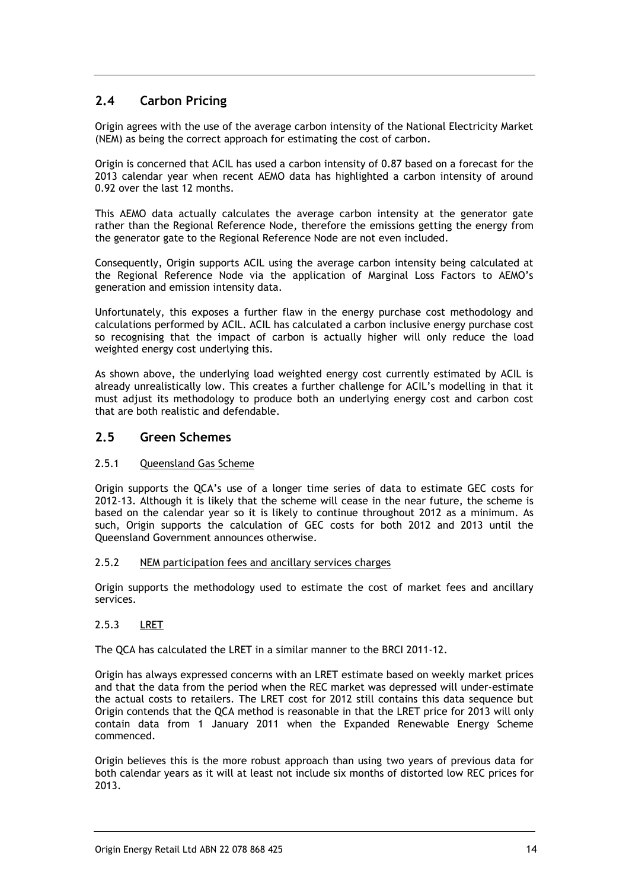## 2.4 Carbon Pricing

Origin agrees with the use of the average carbon intensity of the National Electricity Market (NEM) as being the correct approach for estimating the cost of carbon.

Origin is concerned that ACIL has used a carbon intensity of 0.87 based on a forecast for the 2013 calendar year when recent AEMO data has highlighted a carbon intensity of around 0.92 over the last 12 months.

This AEMO data actually calculates the average carbon intensity at the generator gate rather than the Regional Reference Node, therefore the emissions getting the energy from the generator gate to the Regional Reference Node are not even included.

Consequently, Origin supports ACIL using the average carbon intensity being calculated at the Regional Reference Node via the application of Marginal Loss Factors to AEMO's generation and emission intensity data.

Unfortunately, this exposes a further flaw in the energy purchase cost methodology and calculations performed by ACIL. ACIL has calculated a carbon inclusive energy purchase cost so recognising that the impact of carbon is actually higher will only reduce the load weighted energy cost underlying this.

As shown above, the underlying load weighted energy cost currently estimated by ACIL is already unrealistically low. This creates a further challenge for ACIL's modelling in that it must adjust its methodology to produce both an underlying energy cost and carbon cost that are both realistic and defendable.

## 2.5 Green Schemes

### 2.5.1 Queensland Gas Scheme

Origin supports the QCA's use of a longer time series of data to estimate GEC costs for 2012-13. Although it is likely that the scheme will cease in the near future, the scheme is based on the calendar year so it is likely to continue throughout 2012 as a minimum. As such, Origin supports the calculation of GEC costs for both 2012 and 2013 until the Queensland Government announces otherwise.

### 2.5.2 NEM participation fees and ancillary services charges

Origin supports the methodology used to estimate the cost of market fees and ancillary services.

### 2.5.3 LRET

The QCA has calculated the LRET in a similar manner to the BRCI 2011-12.

Origin has always expressed concerns with an LRET estimate based on weekly market prices and that the data from the period when the REC market was depressed will under-estimate the actual costs to retailers. The LRET cost for 2012 still contains this data sequence but Origin contends that the QCA method is reasonable in that the LRET price for 2013 will only contain data from 1 January 2011 when the Expanded Renewable Energy Scheme commenced.

Origin believes this is the more robust approach than using two years of previous data for both calendar years as it will at least not include six months of distorted low REC prices for 2013.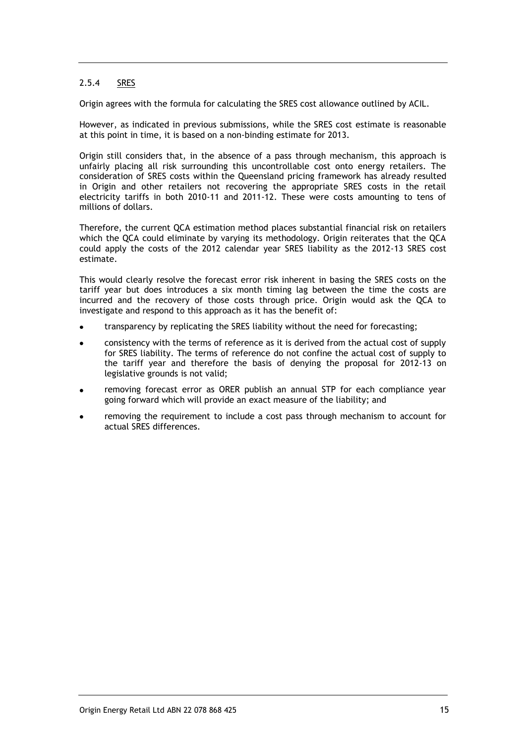### 2.5.4 SRES

Origin agrees with the formula for calculating the SRES cost allowance outlined by ACIL.

However, as indicated in previous submissions, while the SRES cost estimate is reasonable at this point in time, it is based on a non-binding estimate for 2013.

Origin still considers that, in the absence of a pass through mechanism, this approach is unfairly placing all risk surrounding this uncontrollable cost onto energy retailers. The consideration of SRES costs within the Queensland pricing framework has already resulted in Origin and other retailers not recovering the appropriate SRES costs in the retail electricity tariffs in both 2010-11 and 2011-12. These were costs amounting to tens of millions of dollars.

Therefore, the current QCA estimation method places substantial financial risk on retailers which the QCA could eliminate by varying its methodology. Origin reiterates that the QCA could apply the costs of the 2012 calendar year SRES liability as the 2012-13 SRES cost estimate.

This would clearly resolve the forecast error risk inherent in basing the SRES costs on the tariff year but does introduces a six month timing lag between the time the costs are incurred and the recovery of those costs through price. Origin would ask the QCA to investigate and respond to this approach as it has the benefit of:

- transparency by replicating the SRES liability without the need for forecasting;
- consistency with the terms of reference as it is derived from the actual cost of supply for SRES liability. The terms of reference do not confine the actual cost of supply to the tariff year and therefore the basis of denying the proposal for 2012-13 on legislative grounds is not valid;
- removing forecast error as ORER publish an annual STP for each compliance year going forward which will provide an exact measure of the liability; and
- removing the requirement to include a cost pass through mechanism to account for actual SRES differences.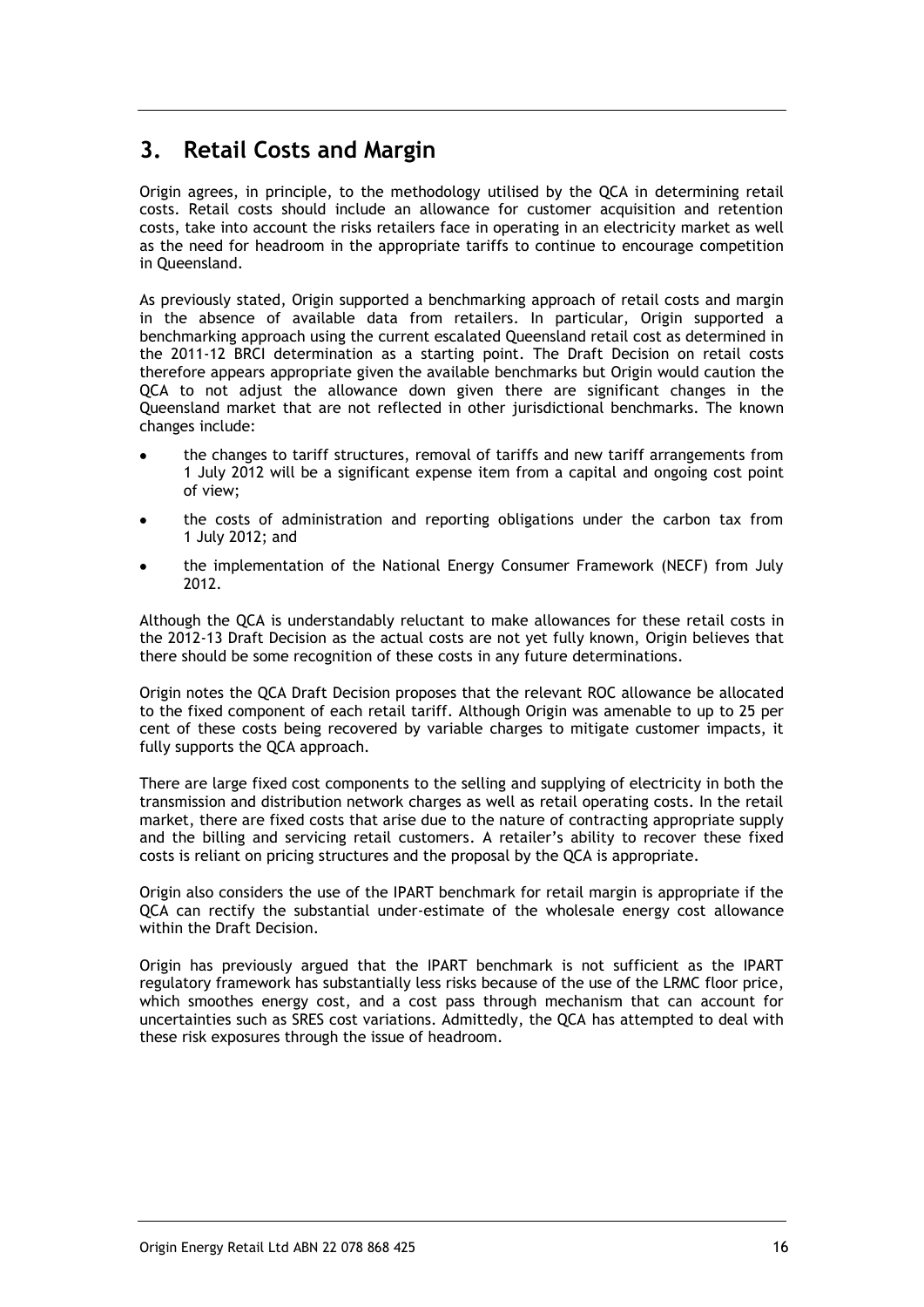## 3. Retail Costs and Margin

Origin agrees, in principle, to the methodology utilised by the QCA in determining retail costs. Retail costs should include an allowance for customer acquisition and retention costs, take into account the risks retailers face in operating in an electricity market as well as the need for headroom in the appropriate tariffs to continue to encourage competition in Queensland.

As previously stated, Origin supported a benchmarking approach of retail costs and margin in the absence of available data from retailers. In particular, Origin supported a benchmarking approach using the current escalated Queensland retail cost as determined in the 2011-12 BRCI determination as a starting point. The Draft Decision on retail costs therefore appears appropriate given the available benchmarks but Origin would caution the QCA to not adjust the allowance down given there are significant changes in the Queensland market that are not reflected in other jurisdictional benchmarks. The known changes include:

- the changes to tariff structures, removal of tariffs and new tariff arrangements from 1 July 2012 will be a significant expense item from a capital and ongoing cost point of view;
- the costs of administration and reporting obligations under the carbon tax from 1 July 2012; and
- the implementation of the National Energy Consumer Framework (NECF) from July 2012.

Although the QCA is understandably reluctant to make allowances for these retail costs in the 2012-13 Draft Decision as the actual costs are not yet fully known, Origin believes that there should be some recognition of these costs in any future determinations.

Origin notes the QCA Draft Decision proposes that the relevant ROC allowance be allocated to the fixed component of each retail tariff. Although Origin was amenable to up to 25 per cent of these costs being recovered by variable charges to mitigate customer impacts, it fully supports the QCA approach.

There are large fixed cost components to the selling and supplying of electricity in both the transmission and distribution network charges as well as retail operating costs. In the retail market, there are fixed costs that arise due to the nature of contracting appropriate supply and the billing and servicing retail customers. A retailer's ability to recover these fixed costs is reliant on pricing structures and the proposal by the QCA is appropriate.

Origin also considers the use of the IPART benchmark for retail margin is appropriate if the QCA can rectify the substantial under-estimate of the wholesale energy cost allowance within the Draft Decision.

Origin has previously argued that the IPART benchmark is not sufficient as the IPART regulatory framework has substantially less risks because of the use of the LRMC floor price, which smoothes energy cost, and a cost pass through mechanism that can account for uncertainties such as SRES cost variations. Admittedly, the QCA has attempted to deal with these risk exposures through the issue of headroom.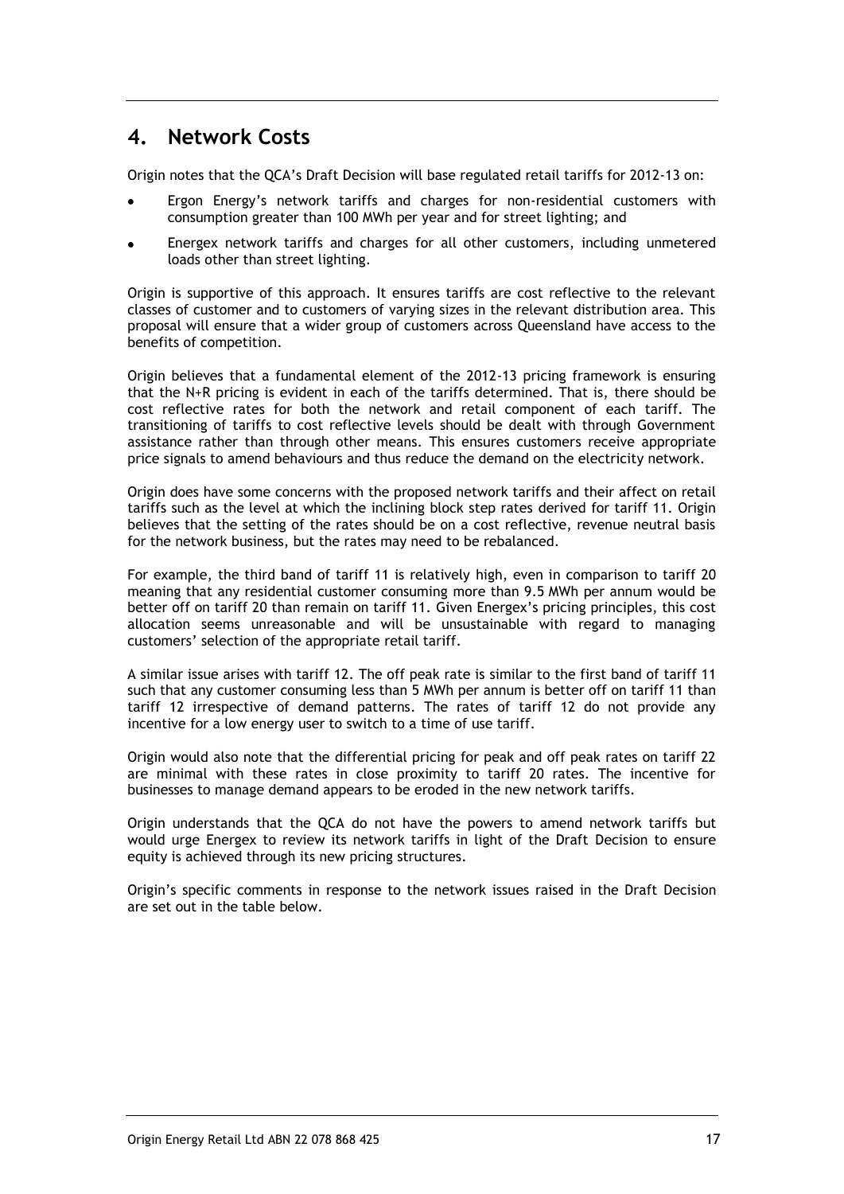## 4. Network Costs

Origin notes that the QCA's Draft Decision will base regulated retail tariffs for 2012-13 on:

- Ergon Energy's network tariffs and charges for non-residential customers with consumption greater than 100 MWh per year and for street lighting; and
- Energex network tariffs and charges for all other customers, including unmetered loads other than street lighting.

Origin is supportive of this approach. It ensures tariffs are cost reflective to the relevant classes of customer and to customers of varying sizes in the relevant distribution area. This proposal will ensure that a wider group of customers across Queensland have access to the benefits of competition.

Origin believes that a fundamental element of the 2012-13 pricing framework is ensuring that the N+R pricing is evident in each of the tariffs determined. That is, there should be cost reflective rates for both the network and retail component of each tariff. The transitioning of tariffs to cost reflective levels should be dealt with through Government assistance rather than through other means. This ensures customers receive appropriate price signals to amend behaviours and thus reduce the demand on the electricity network.

Origin does have some concerns with the proposed network tariffs and their affect on retail tariffs such as the level at which the inclining block step rates derived for tariff 11. Origin believes that the setting of the rates should be on a cost reflective, revenue neutral basis for the network business, but the rates may need to be rebalanced.

For example, the third band of tariff 11 is relatively high, even in comparison to tariff 20 meaning that any residential customer consuming more than 9.5 MWh per annum would be better off on tariff 20 than remain on tariff 11. Given Energex's pricing principles, this cost allocation seems unreasonable and will be unsustainable with regard to managing customers' selection of the appropriate retail tariff.

A similar issue arises with tariff 12. The off peak rate is similar to the first band of tariff 11 such that any customer consuming less than 5 MWh per annum is better off on tariff 11 than tariff 12 irrespective of demand patterns. The rates of tariff 12 do not provide any incentive for a low energy user to switch to a time of use tariff.

Origin would also note that the differential pricing for peak and off peak rates on tariff 22 are minimal with these rates in close proximity to tariff 20 rates. The incentive for businesses to manage demand appears to be eroded in the new network tariffs.

Origin understands that the QCA do not have the powers to amend network tariffs but would urge Energex to review its network tariffs in light of the Draft Decision to ensure equity is achieved through its new pricing structures.

Origin's specific comments in response to the network issues raised in the Draft Decision are set out in the table below.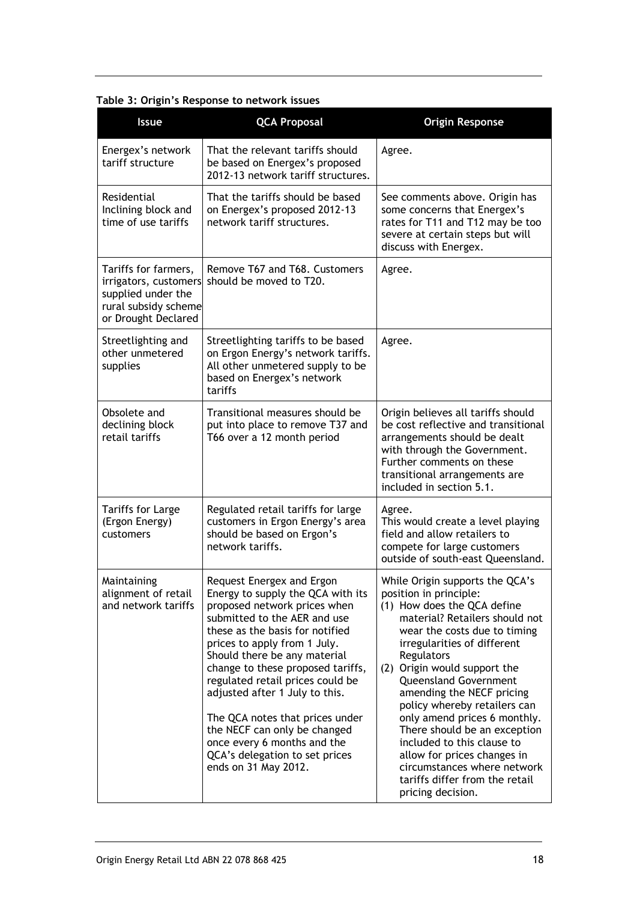**Table 3: Origin's Response to network issues**

| Issue | QCA Proposal | Origin Response |
|---|---|---|
| Energex's network tariff structure | That the relevant tariffs should be based on Energex's proposed 2012-13 network tariff structures. | Agree. |
| Residential Inclining block and time of use tariffs | That the tariffs should be based on Energex's proposed 2012-13 network tariff structures. | See comments above. Origin has some concerns that Energex's rates for T11 and T12 may be too severe at certain steps but will discuss with Energex. |
| Tariffs for farmers, irrigators, customers supplied under the rural subsidy scheme or Drought Declared | Remove T67 and T68. Customers should be moved to T20. | Agree. |
| Streetlighting and other unmetered supplies | Streetlighting tariffs to be based on Ergon Energy's network tariffs. All other unmetered supply to be based on Energex's network tariffs | Agree. |
| Obsolete and declining block retail tariffs | Transitional measures should be put into place to remove T37 and T66 over a 12 month period | Origin believes all tariffs should be cost reflective and transitional arrangements should be dealt with through the Government. Further comments on these transitional arrangements are included in section 5.1. |
| Tariffs for Large (Ergon Energy) customers | Regulated retail tariffs for large customers in Ergon Energy's area should be based on Ergon's network tariffs. | Agree.<br>This would create a level playing field and allow retailers to compete for large customers outside of south-east Queensland. |
| Maintaining alignment of retail and network tariffs | Request Energex and Ergon Energy to supply the QCA with its proposed network prices when submitted to the AER and use these as the basis for notified prices to apply from 1 July. Should there be any material change to these proposed tariffs, regulated retail prices could be adjusted after 1 July to this.<br><br>The QCA notes that prices under the NECF can only be changed once every 6 months and the QCA's delegation to set prices ends on 31 May 2012. | While Origin supports the QCA's position in principle:<br>(1) How does the QCA define material? Retailers should not wear the costs due to timing irregularities of different Regulators<br>(2) Origin would support the Queensland Government amending the NECF pricing policy whereby retailers can only amend prices 6 monthly. There should be an exception included to this clause to allow for prices changes in circumstances where network tariffs differ from the retail pricing decision. |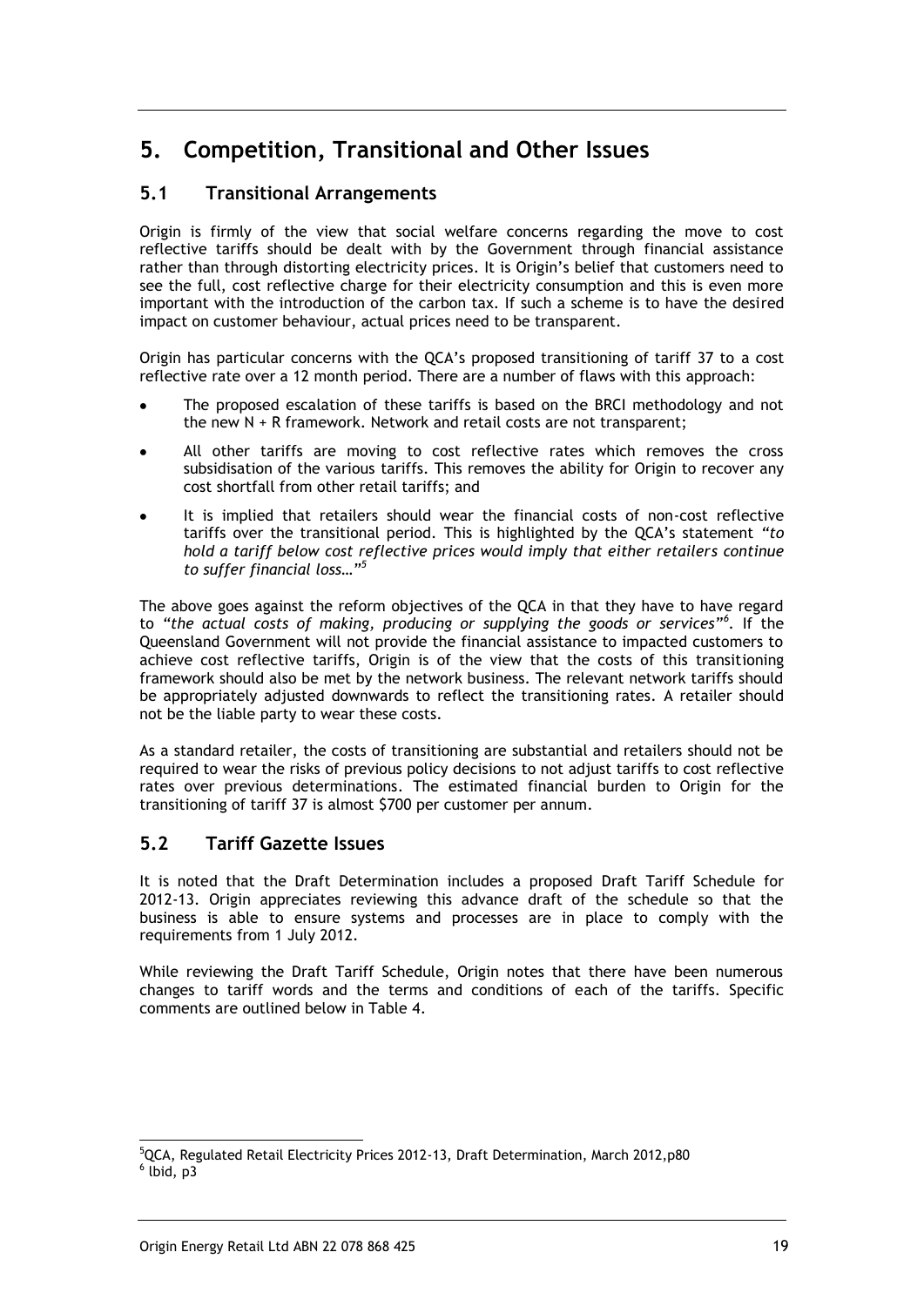# 5. Competition, Transitional and Other Issues

## 5.1 Transitional Arrangements

Origin is firmly of the view that social welfare concerns regarding the move to cost reflective tariffs should be dealt with by the Government through financial assistance rather than through distorting electricity prices. It is Origin's belief that customers need to see the full, cost reflective charge for their electricity consumption and this is even more important with the introduction of the carbon tax. If such a scheme is to have the desired impact on customer behaviour, actual prices need to be transparent.

Origin has particular concerns with the QCA's proposed transitioning of tariff 37 to a cost reflective rate over a 12 month period. There are a number of flaws with this approach:

- The proposed escalation of these tariffs is based on the BRCI methodology and not the new N + R framework. Network and retail costs are not transparent;
- All other tariffs are moving to cost reflective rates which removes the cross subsidisation of the various tariffs. This removes the ability for Origin to recover any cost shortfall from other retail tariffs; and
- It is implied that retailers should wear the financial costs of non-cost reflective tariffs over the transitional period. This is highlighted by the QCA's statement "*to hold a tariff below cost reflective prices would imply that either retailers continue to suffer financial loss…*"[5]

The above goes against the reform objectives of the QCA in that they have to have regard to "*the actual costs of making, producing or supplying the goods or services*"[6]. If the Queensland Government will not provide the financial assistance to impacted customers to achieve cost reflective tariffs, Origin is of the view that the costs of this transitioning framework should also be met by the network business. The relevant network tariffs should be appropriately adjusted downwards to reflect the transitioning rates. A retailer should not be the liable party to wear these costs.

As a standard retailer, the costs of transitioning are substantial and retailers should not be required to wear the risks of previous policy decisions to not adjust tariffs to cost reflective rates over previous determinations. The estimated financial burden to Origin for the transitioning of tariff 37 is almost $700 per customer per annum.

## 5.2 Tariff Gazette Issues

It is noted that the Draft Determination includes a proposed Draft Tariff Schedule for 2012-13. Origin appreciates reviewing this advance draft of the schedule so that the business is able to ensure systems and processes are in place to comply with the requirements from 1 July 2012.

While reviewing the Draft Tariff Schedule, Origin notes that there have been numerous changes to tariff words and the terms and conditions of each of the tariffs. Specific comments are outlined below in Table 4.

---

[5] QCA, Regulated Retail Electricity Prices 2012-13, Draft Determination, March 2012,p80

[6] Ibid, p3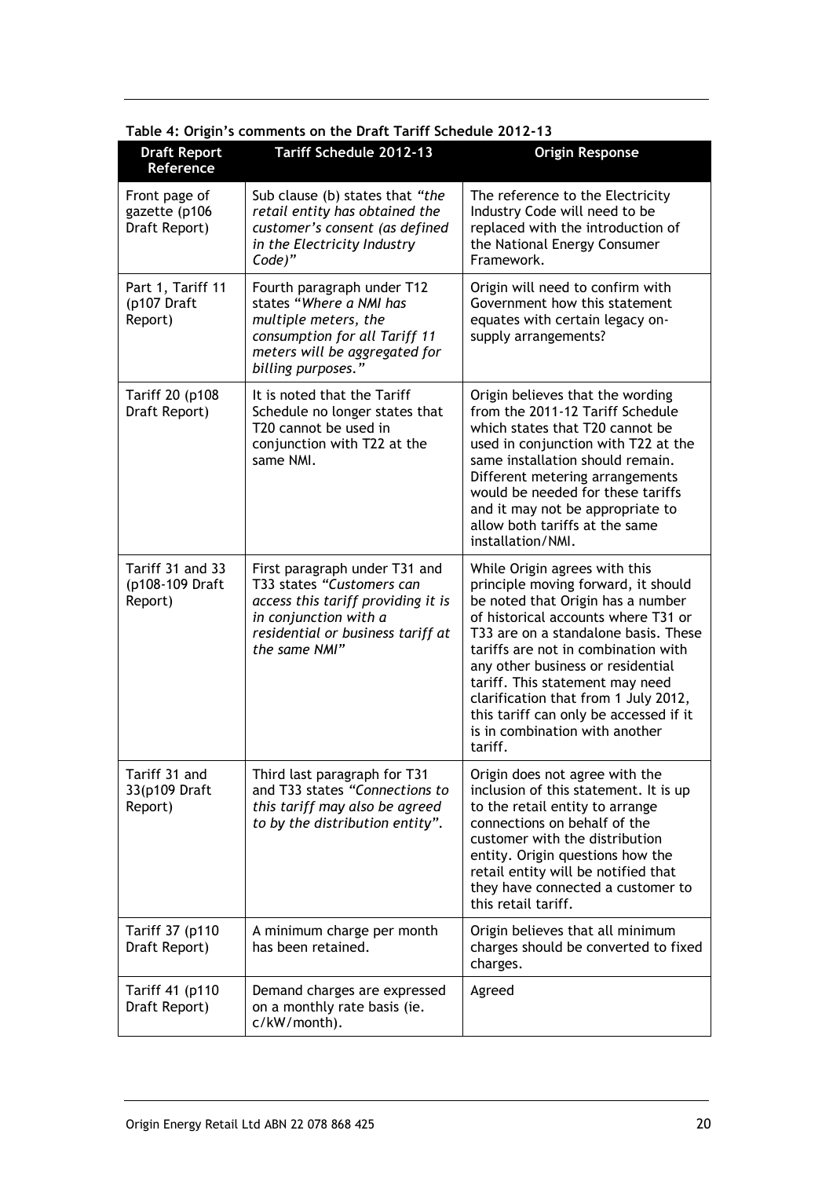**Table 4: Origin's comments on the Draft Tariff Schedule 2012-13**

| Draft Report Reference | Tariff Schedule 2012-13 | Origin Response |
|---|---|---|
| Front page of gazette (p106 Draft Report) | Sub clause (b) states that *"the retail entity has obtained the customer's consent (as defined in the Electricity Industry Code)"* | The reference to the Electricity Industry Code will need to be replaced with the introduction of the National Energy Consumer Framework. |
| Part 1, Tariff 11 (p107 Draft Report) | Fourth paragraph under T12 states "*Where a NMI has multiple meters, the consumption for all Tariff 11 meters will be aggregated for billing purposes.*" | Origin will need to confirm with Government how this statement equates with certain legacy on-supply arrangements? |
| Tariff 20 (p108 Draft Report) | It is noted that the Tariff Schedule no longer states that T20 cannot be used in conjunction with T22 at the same NMI. | Origin believes that the wording from the 2011-12 Tariff Schedule which states that T20 cannot be used in conjunction with T22 at the same installation should remain. Different metering arrangements would be needed for these tariffs and it may not be appropriate to allow both tariffs at the same installation/NMI. |
| Tariff 31 and 33 (p108-109 Draft Report) | First paragraph under T31 and T33 states *"Customers can access this tariff providing it is in conjunction with a residential or business tariff at the same NMI"* | While Origin agrees with this principle moving forward, it should be noted that Origin has a number of historical accounts where T31 or T33 are on a standalone basis. These tariffs are not in combination with any other business or residential tariff. This statement may need clarification that from 1 July 2012, this tariff can only be accessed if it is in combination with another tariff. |
| Tariff 31 and 33(p109 Draft Report) | Third last paragraph for T31 and T33 states *"Connections to this tariff may also be agreed to by the distribution entity"*. | Origin does not agree with the inclusion of this statement. It is up to the retail entity to arrange connections on behalf of the customer with the distribution entity. Origin questions how the retail entity will be notified that they have connected a customer to this retail tariff. |
| Tariff 37 (p110 Draft Report) | A minimum charge per month has been retained. | Origin believes that all minimum charges should be converted to fixed charges. |
| Tariff 41 (p110 Draft Report) | Demand charges are expressed on a monthly rate basis (ie. c/kW/month). | Agreed |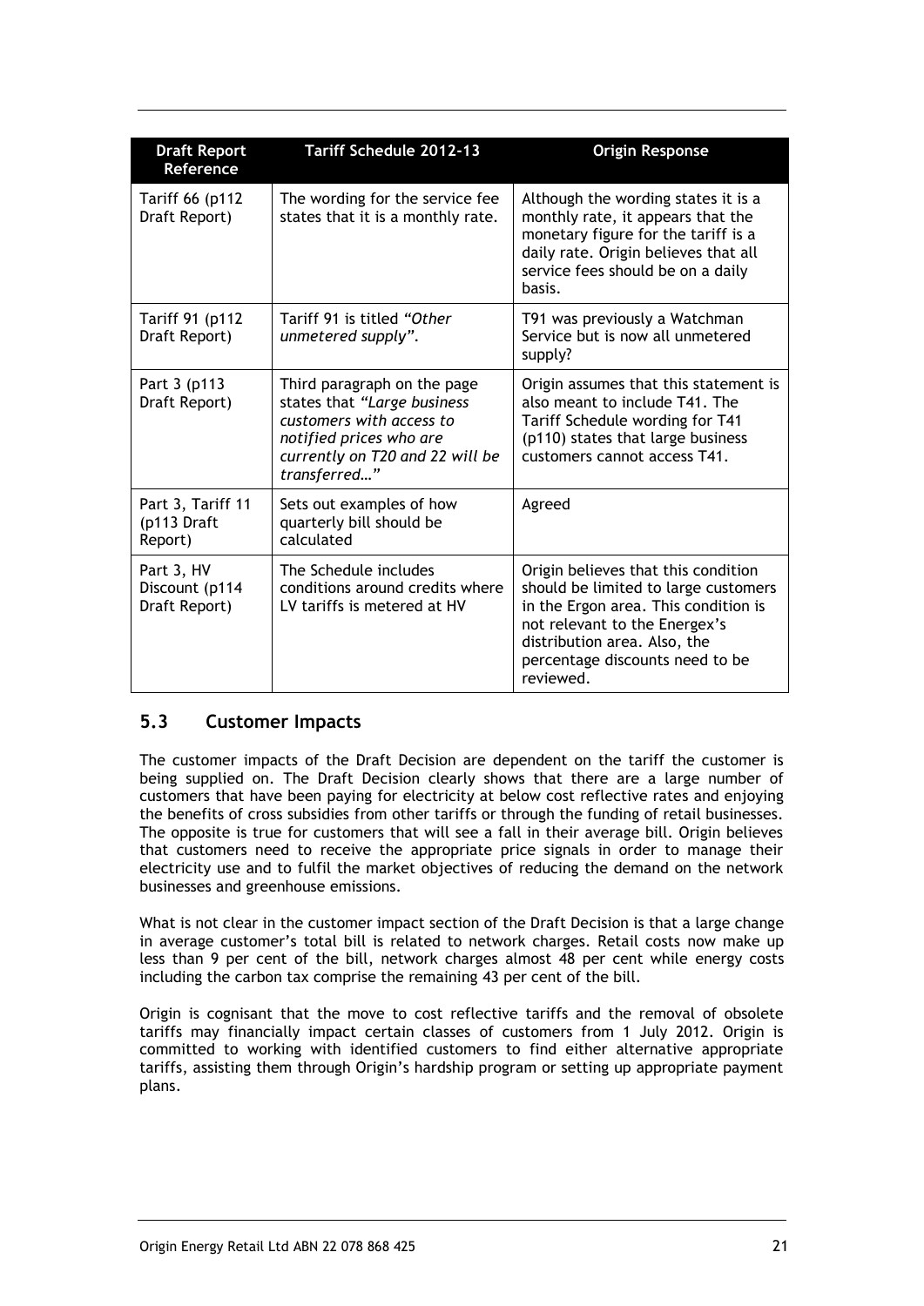| Draft Report Reference | Tariff Schedule 2012-13 | Origin Response |
| --- | --- | --- |
| Tariff 66 (p112 Draft Report) | The wording for the service fee states that it is a monthly rate. | Although the wording states it is a monthly rate, it appears that the monetary figure for the tariff is a daily rate. Origin believes that all service fees should be on a daily basis. |
| Tariff 91 (p112 Draft Report) | Tariff 91 is titled *"Other unmetered supply"*. | T91 was previously a Watchman Service but is now all unmetered supply? |
| Part 3 (p113 Draft Report) | Third paragraph on the page states that *"Large business customers with access to notified prices who are currently on T20 and 22 will be transferred…"* | Origin assumes that this statement is also meant to include T41. The Tariff Schedule wording for T41 (p110) states that large business customers cannot access T41. |
| Part 3, Tariff 11 (p113 Draft Report) | Sets out examples of how quarterly bill should be calculated | Agreed |
| Part 3, HV Discount (p114 Draft Report) | The Schedule includes conditions around credits where LV tariffs is metered at HV | Origin believes that this condition should be limited to large customers in the Ergon area. This condition is not relevant to the Energex's distribution area. Also, the percentage discounts need to be reviewed. |

## 5.3 Customer Impacts

The customer impacts of the Draft Decision are dependent on the tariff the customer is being supplied on. The Draft Decision clearly shows that there are a large number of customers that have been paying for electricity at below cost reflective rates and enjoying the benefits of cross subsidies from other tariffs or through the funding of retail businesses. The opposite is true for customers that will see a fall in their average bill. Origin believes that customers need to receive the appropriate price signals in order to manage their electricity use and to fulfil the market objectives of reducing the demand on the network businesses and greenhouse emissions.

What is not clear in the customer impact section of the Draft Decision is that a large change in average customer's total bill is related to network charges. Retail costs now make up less than 9 per cent of the bill, network charges almost 48 per cent while energy costs including the carbon tax comprise the remaining 43 per cent of the bill.

Origin is cognisant that the move to cost reflective tariffs and the removal of obsolete tariffs may financially impact certain classes of customers from 1 July 2012. Origin is committed to working with identified customers to find either alternative appropriate tariffs, assisting them through Origin's hardship program or setting up appropriate payment plans.